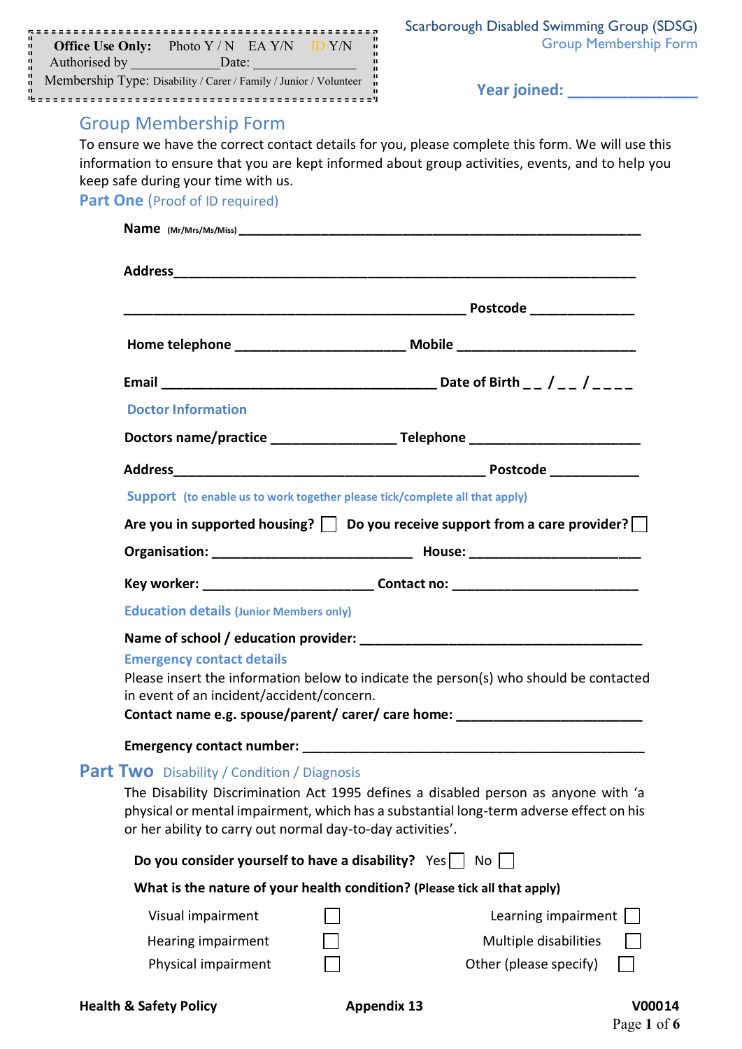**Office Use Only:** Photo Y / N EA Y/N ID Y/N
Authorised by ______________ Date: ______________
Membership Type: Disability / Carer / Family / Junior / Volunteer

Scarborough Disabled Swimming Group (SDSG)
Group Membership Form

**Year joined: _______________**

## Group Membership Form

To ensure we have the correct contact details for you, please complete this form. We will use this information to ensure that you are kept informed about group activities, events, and to help you keep safe during your time with us.

### Part One (Proof of ID required)

**Name** (Mr/Mrs/Ms/Miss) ________________________________________________________________

**Address**_______________________________________________________________

_______________________________________________ **Postcode** _____________

**Home telephone** ______________________ **Mobile** _______________________

**Email** _____________________________________ **Date of Birth** _ _ / _ _ / _ _ _ _

#### Doctor Information

**Doctors name/practice** ________________ **Telephone** ______________________

**Address**____________________________________________ **Postcode** ___________

#### Support (to enable us to work together please tick/complete all that apply)

**Are you in supported housing?** ☐ **Do you receive support from a care provider?** ☐

**Organisation:** ___________________________ **House:** ______________________

**Key worker:** _______________________ **Contact no:** _________________________

#### Education details (Junior Members only)

**Name of school / education provider:** _______________________________________

#### Emergency contact details

Please insert the information below to indicate the person(s) who should be contacted in event of an incident/accident/concern.

**Contact name e.g. spouse/parent/ carer/ care home:** _________________________

**Emergency contact number:** ______________________________________________

### Part Two Disability / Condition / Diagnosis

The Disability Discrimination Act 1995 defines a disabled person as anyone with 'a physical or mental impairment, which has a substantial long-term adverse effect on his or her ability to carry out normal day-to-day activities'.

**Do you consider yourself to have a disability?** Yes ☐ No ☐

**What is the nature of your health condition? (Please tick all that apply)**

Visual impairment ☐ Learning impairment ☐

Hearing impairment ☐ Multiple disabilities ☐

Physical impairment ☐ Other (please specify) ☐

**Health & Safety Policy** **Appendix 13** **V00014**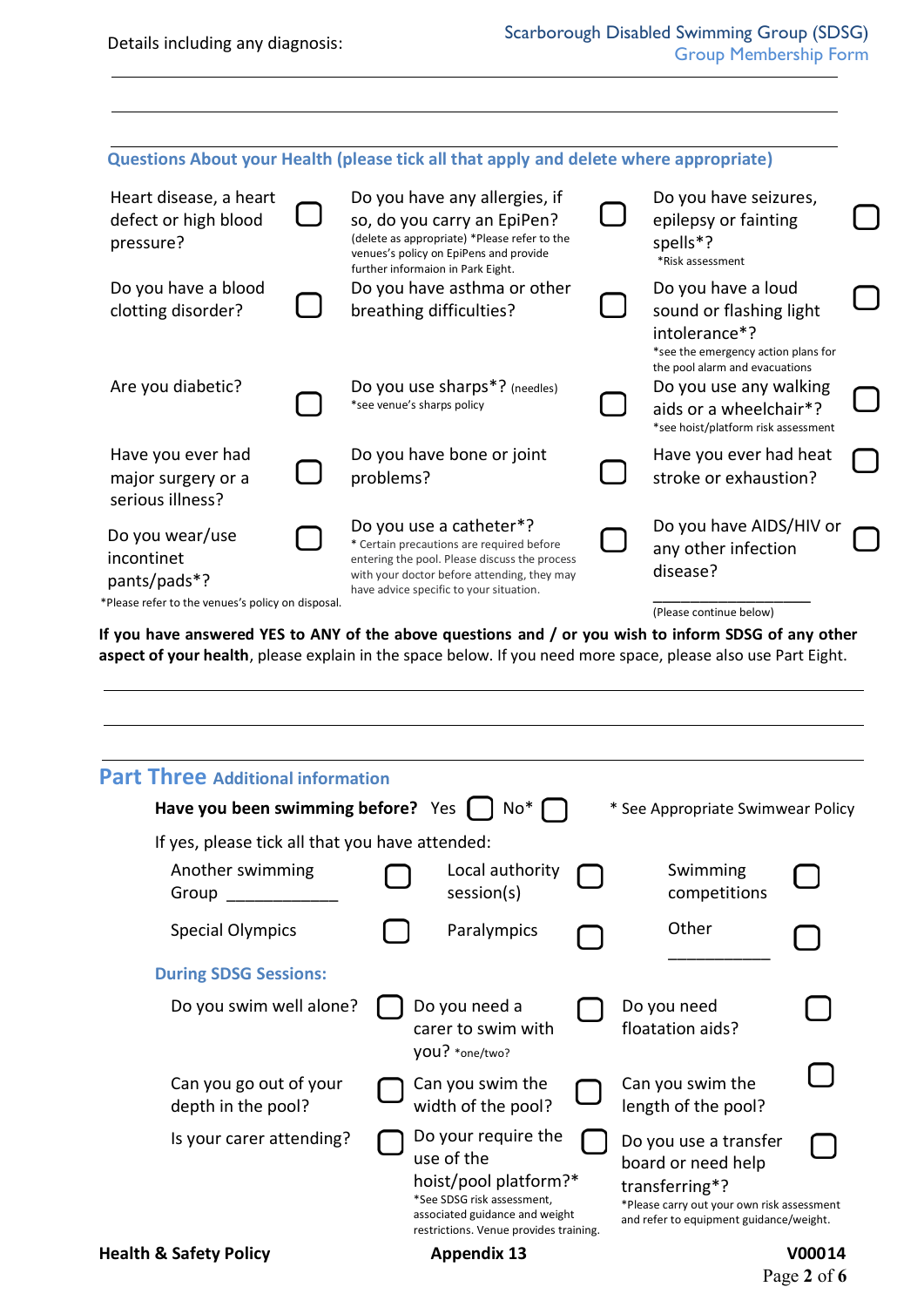Details including any diagnosis:

\_\_\_\_\_\_\_\_\_\_\_\_\_\_\_\_\_\_\_\_\_\_\_\_\_\_\_\_\_\_\_\_\_\_\_\_\_\_\_\_\_\_\_\_

\_\_\_\_\_\_\_\_\_\_\_\_\_\_\_\_\_\_\_\_\_\_\_\_\_\_\_\_\_\_\_\_\_\_\_\_\_\_\_\_\_\_\_\_

### Questions About your Health (please tick all that apply and delete where appropriate)

| | | | | | |
|---|---|---|---|---|---|
| Heart disease, a heart defect or high blood pressure? | ☐ | Do you have any allergies, if so, do you carry an EpiPen? (delete as appropriate) *Please refer to the venues's policy on EpiPens and provide further informaion in Park Eight. | ☐ | Do you have seizures, epilepsy or fainting spells*? *Risk assessment | ☐ |
| Do you have a blood clotting disorder? | ☐ | Do you have asthma or other breathing difficulties? | ☐ | Do you have a loud sound or flashing light intolerance*? *see the emergency action plans for the pool alarm and evacuations | ☐ |
| Are you diabetic? | ☐ | Do you use sharps*? (needles) *see venue's sharps policy | ☐ | Do you use any walking aids or a wheelchair*? *see hoist/platform risk assessment | ☐ |
| Have you ever had major surgery or a serious illness? | ☐ | Do you have bone or joint problems? | ☐ | Have you ever had heat stroke or exhaustion? | ☐ |
| Do you wear/use incontinent pants/pads*? *Please refer to the venues's policy on disposal. | ☐ | Do you use a catheter*? * Certain precautions are required before entering the pool. Please discuss the process with your doctor before attending, they may have advice specific to your situation. | ☐ | Do you have AIDS/HIV or any other infection disease? \_\_\_\_\_\_\_\_\_\_\_\_\_\_\_\_\_\_\_ (Please continue below) | ☐ |

**If you have answered YES to ANY of the above questions and / or you wish to inform SDSG of any other aspect of your health**, please explain in the space below. If you need more space, please also use Part Eight.

\_\_\_\_\_\_\_\_\_\_\_\_\_\_\_\_\_\_\_\_\_\_\_\_\_\_\_\_\_\_\_\_\_\_\_\_\_\_\_\_\_\_\_\_

\_\_\_\_\_\_\_\_\_\_\_\_\_\_\_\_\_\_\_\_\_\_\_\_\_\_\_\_\_\_\_\_\_\_\_\_\_\_\_\_\_\_\_\_

\_\_\_\_\_\_\_\_\_\_\_\_\_\_\_\_\_\_\_\_\_\_\_\_\_\_\_\_\_\_\_\_\_\_\_\_\_\_\_\_\_\_\_\_

## Part Three Additional information

**Have you been swimming before?** Yes ☐ No* ☐ * See Appropriate Swimwear Policy

If yes, please tick all that you have attended:

| | | | | | |
|---|---|---|---|---|---|
| Another swimming Group \_\_\_\_\_\_\_\_\_\_\_\_ | ☐ | Local authority session(s) | ☐ | Swimming competitions | ☐ |
| Special Olympics | ☐ | Paralympics | ☐ | Other \_\_\_\_\_\_\_\_\_\_\_\_ | ☐ |

### During SDSG Sessions:

| | | | | | |
|---|---|---|---|---|---|
| Do you swim well alone? | ☐ | Do you need a carer to swim with you? *one/two? | ☐ | Do you need floatation aids? | ☐ |
| Can you go out of your depth in the pool? | ☐ | Can you swim the width of the pool? | ☐ | Can you swim the length of the pool? | ☐ |
| Is your carer attending? | ☐ | Do your require the use of the hoist/pool platform?* *See SDSG risk assessment, associated guidance and weight restrictions. Venue provides training. | ☐ | Do you use a transfer board or need help transferring*? *Please carry out your own risk assessment and refer to equipment guidance/weight. | ☐ |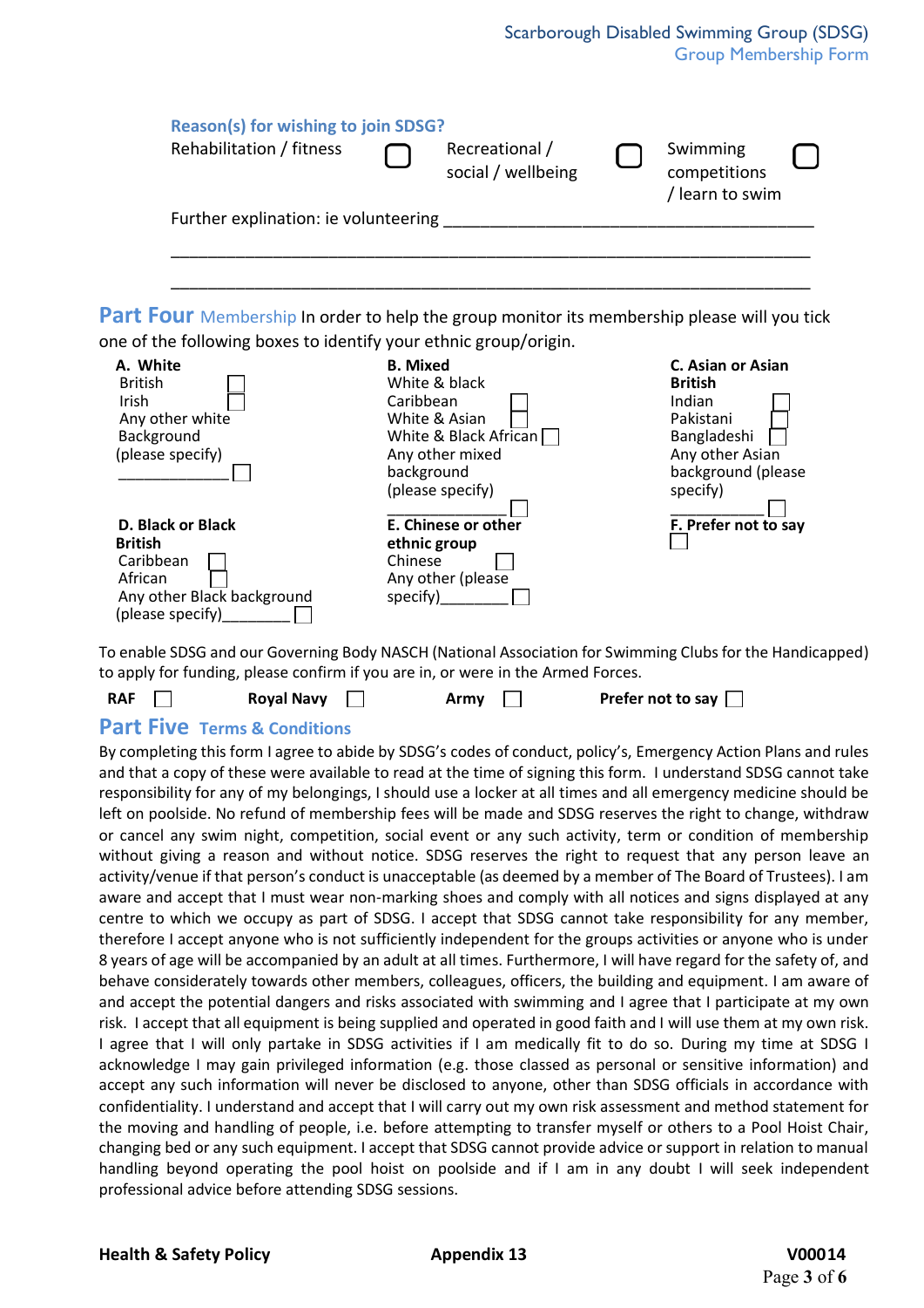### Reason(s) for wishing to join SDSG?

Rehabilitation / fitness ☐ Recreational / social / wellbeing ☐ Swimming competitions / learn to swim ☐

Further explination: ie volunteering ____________________________________________

______________________________________________________________________________

______________________________________________________________________________

## Part Four Membership

In order to help the group monitor its membership please will you tick one of the following boxes to identify your ethnic group/origin.

**A. White**
British ☐
Irish ☐
Any other white Background (please specify) _____________ ☐

**B. Mixed**
White & black Caribbean ☐
White & Asian ☐
White & Black African ☐
Any other mixed background (please specify) _____________ ☐

**C. Asian or Asian British**
Indian ☐
Pakistani ☐
Bangladeshi ☐
Any other Asian background (please specify) ___________ ☐

**D. Black or Black British**
Caribbean ☐
African ☐
Any other Black background (please specify)________ ☐

**E. Chinese or other ethnic group**
Chinese ☐
Any other (please specify)________ ☐

**F. Prefer not to say**
☐

To enable SDSG and our Governing Body NASCH (National Association for Swimming Clubs for the Handicapped) to apply for funding, please confirm if you are in, or were in the Armed Forces.

**RAF** ☐ **Royal Navy** ☐ **Army** ☐ **Prefer not to say** ☐

## Part Five Terms & Conditions

By completing this form I agree to abide by SDSG's codes of conduct, policy's, Emergency Action Plans and rules and that a copy of these were available to read at the time of signing this form. I understand SDSG cannot take responsibility for any of my belongings, I should use a locker at all times and all emergency medicine should be left on poolside. No refund of membership fees will be made and SDSG reserves the right to change, withdraw or cancel any swim night, competition, social event or any such activity, term or condition of membership without giving a reason and without notice. SDSG reserves the right to request that any person leave an activity/venue if that person's conduct is unacceptable (as deemed by a member of The Board of Trustees). I am aware and accept that I must wear non-marking shoes and comply with all notices and signs displayed at any centre to which we occupy as part of SDSG. I accept that SDSG cannot take responsibility for any member, therefore I accept anyone who is not sufficiently independent for the groups activities or anyone who is under 8 years of age will be accompanied by an adult at all times. Furthermore, I will have regard for the safety of, and behave considerately towards other members, colleagues, officers, the building and equipment. I am aware of and accept the potential dangers and risks associated with swimming and I agree that I participate at my own risk. I accept that all equipment is being supplied and operated in good faith and I will use them at my own risk. I agree that I will only partake in SDSG activities if I am medically fit to do so. During my time at SDSG I acknowledge I may gain privileged information (e.g. those classed as personal or sensitive information) and accept any such information will never be disclosed to anyone, other than SDSG officials in accordance with confidentiality. I understand and accept that I will carry out my own risk assessment and method statement for the moving and handling of people, i.e. before attempting to transfer myself or others to a Pool Hoist Chair, changing bed or any such equipment. I accept that SDSG cannot provide advice or support in relation to manual handling beyond operating the pool hoist on poolside and if I am in any doubt I will seek independent professional advice before attending SDSG sessions.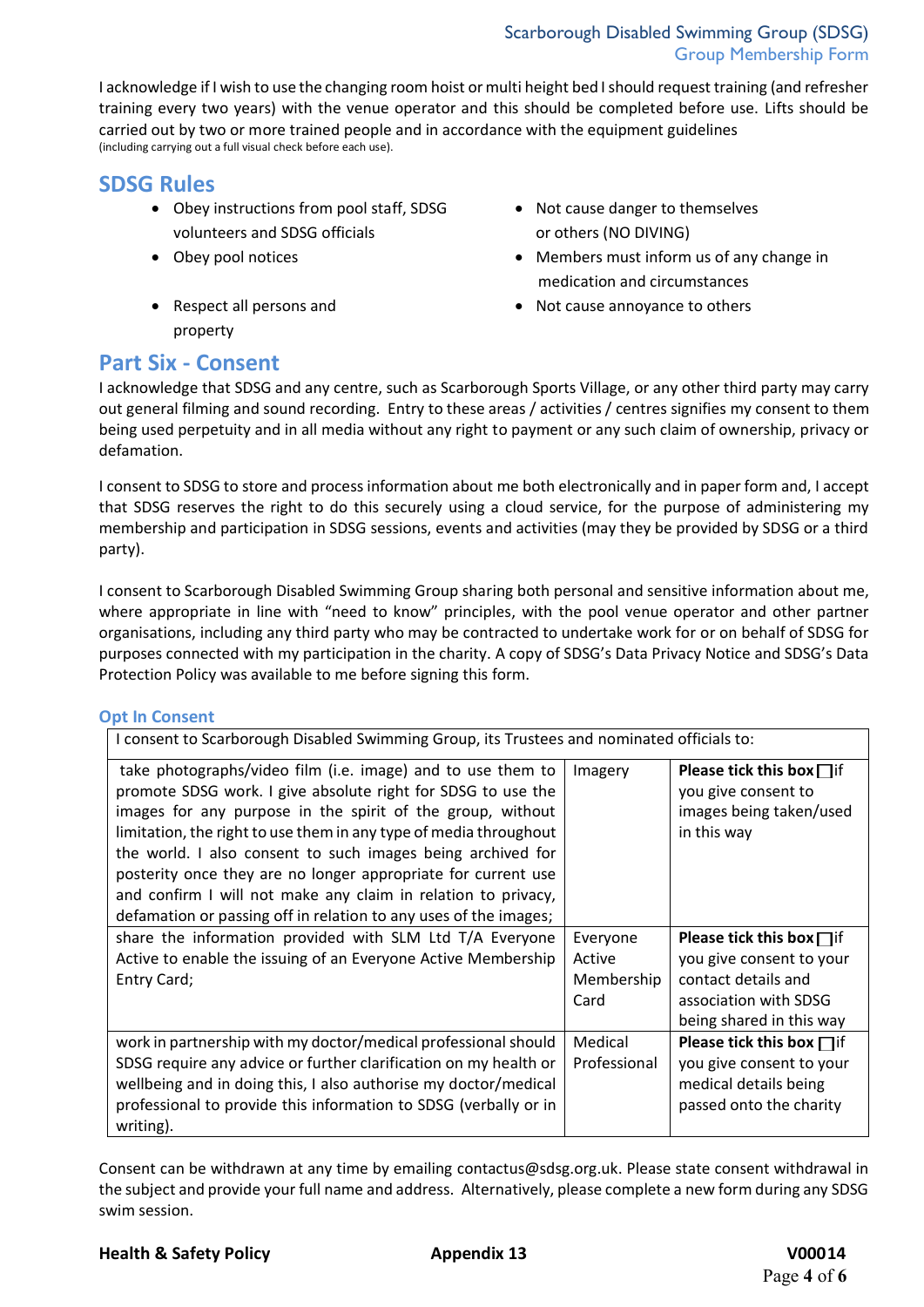I acknowledge if I wish to use the changing room hoist or multi height bed I should request training (and refresher training every two years) with the venue operator and this should be completed before use. Lifts should be carried out by two or more trained people and in accordance with the equipment guidelines (including carrying out a full visual check before each use).

## SDSG Rules

- Obey instructions from pool staff, SDSG volunteers and SDSG officials
- Obey pool notices
- Respect all persons and property
- Not cause danger to themselves or others (NO DIVING)
- Members must inform us of any change in medication and circumstances
- Not cause annoyance to others

## Part Six - Consent

I acknowledge that SDSG and any centre, such as Scarborough Sports Village, or any other third party may carry out general filming and sound recording. Entry to these areas / activities / centres signifies my consent to them being used perpetuity and in all media without any right to payment or any such claim of ownership, privacy or defamation.

I consent to SDSG to store and process information about me both electronically and in paper form and, I accept that SDSG reserves the right to do this securely using a cloud service, for the purpose of administering my membership and participation in SDSG sessions, events and activities (may they be provided by SDSG or a third party).

I consent to Scarborough Disabled Swimming Group sharing both personal and sensitive information about me, where appropriate in line with "need to know" principles, with the pool venue operator and other partner organisations, including any third party who may be contracted to undertake work for or on behalf of SDSG for purposes connected with my participation in the charity. A copy of SDSG's Data Privacy Notice and SDSG's Data Protection Policy was available to me before signing this form.

### Opt In Consent

| I consent to Scarborough Disabled Swimming Group, its Trustees and nominated officials to: | | |
|---|---|---|
| take photographs/video film (i.e. image) and to use them to promote SDSG work. I give absolute right for SDSG to use the images for any purpose in the spirit of the group, without limitation, the right to use them in any type of media throughout the world. I also consent to such images being archived for posterity once they are no longer appropriate for current use and confirm I will not make any claim in relation to privacy, defamation or passing off in relation to any uses of the images; | Imagery | **Please tick this box** ☐ if you give consent to images being taken/used in this way |
| share the information provided with SLM Ltd T/A Everyone Active to enable the issuing of an Everyone Active Membership Entry Card; | Everyone Active Membership Card | **Please tick this box** ☐ if you give consent to your contact details and association with SDSG being shared in this way |
| work in partnership with my doctor/medical professional should SDSG require any advice or further clarification on my health or wellbeing and in doing this, I also authorise my doctor/medical professional to provide this information to SDSG (verbally or in writing). | Medical Professional | **Please tick this box** ☐ if you give consent to your medical details being passed onto the charity |

Consent can be withdrawn at any time by emailing contactus@sdsg.org.uk. Please state consent withdrawal in the subject and provide your full name and address. Alternatively, please complete a new form during any SDSG swim session.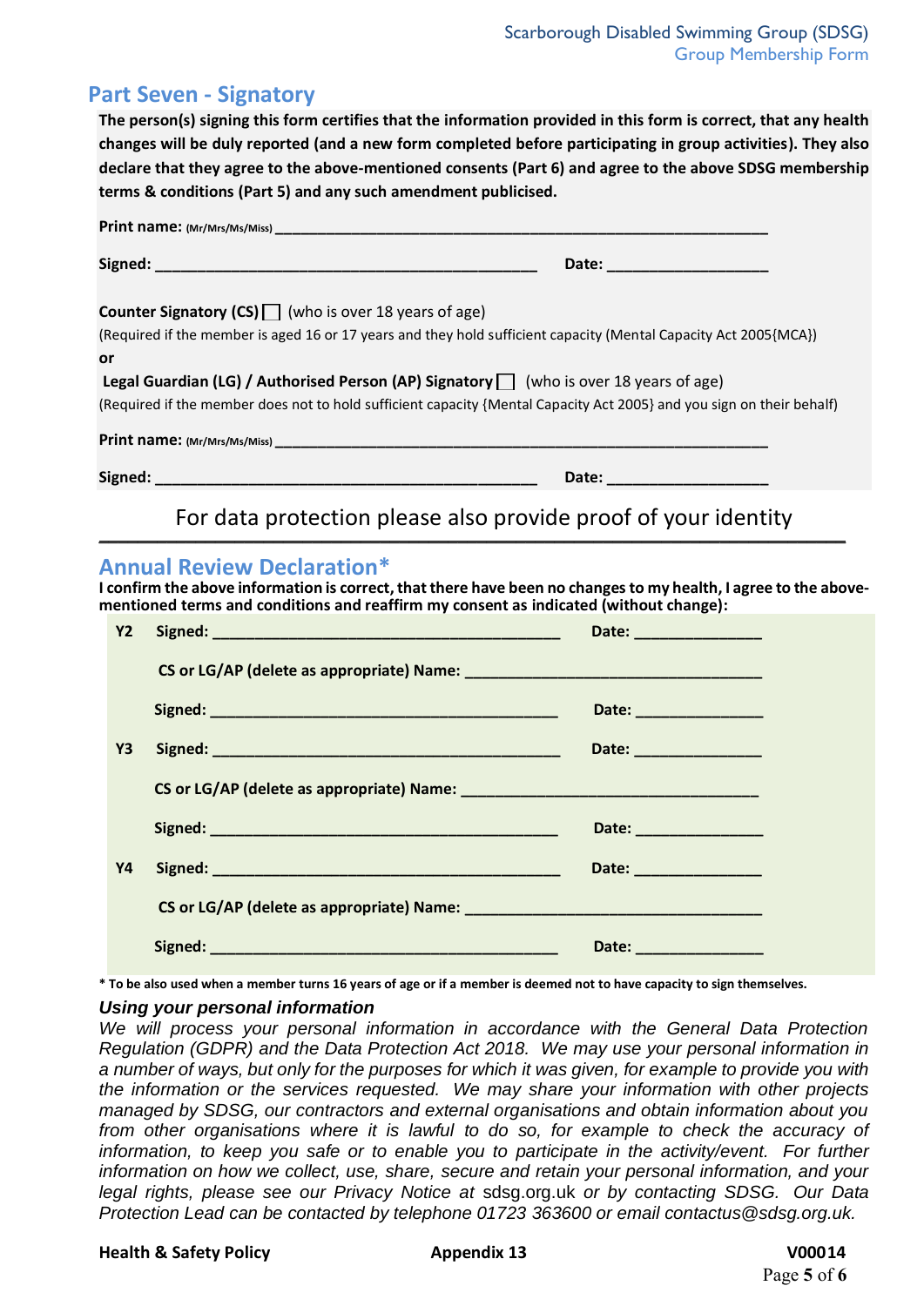## Part Seven - Signatory

**The person(s) signing this form certifies that the information provided in this form is correct, that any health changes will be duly reported (and a new form completed before participating in group activities). They also declare that they agree to the above-mentioned consents (Part 6) and agree to the above SDSG membership terms & conditions (Part 5) and any such amendment publicised.**

**Print name:** (Mr/Mrs/Ms/Miss) ____________________________________________________________

**Signed:** ______________________________________________ **Date:** ___________________

**Counter Signatory (CS)** ☐ (who is over 18 years of age)

(Required if the member is aged 16 or 17 years and they hold sufficient capacity (Mental Capacity Act 2005{MCA})

**or**

**Legal Guardian (LG) / Authorised Person (AP) Signatory** ☐ (who is over 18 years of age)

(Required if the member does not to hold sufficient capacity {Mental Capacity Act 2005} and you sign on their behalf)

**Print name:** (Mr/Mrs/Ms/Miss) ____________________________________________________________

**Signed:** ______________________________________________ **Date:** ___________________

For data protection please also provide proof of your identity

---

## Annual Review Declaration*

**I confirm the above information is correct, that there have been no changes to my health, I agree to the above-mentioned terms and conditions and reaffirm my consent as indicated (without change):**

**Y2** **Signed:** __________________________________________ **Date:** _______________

**CS or LG/AP (delete as appropriate) Name:** ___________________________________

**Signed:** __________________________________________ **Date:** _______________

**Y3** **Signed:** __________________________________________ **Date:** _______________

**CS or LG/AP (delete as appropriate) Name:** ___________________________________

**Signed:** __________________________________________ **Date:** _______________

**Y4** **Signed:** __________________________________________ **Date:** _______________

**CS or LG/AP (delete as appropriate) Name:** ___________________________________

**Signed:** __________________________________________ **Date:** _______________

**\* To be also used when a member turns 16 years of age or if a member is deemed not to have capacity to sign themselves.**

### *Using your personal information*

*We will process your personal information in accordance with the General Data Protection Regulation (GDPR) and the Data Protection Act 2018. We may use your personal information in a number of ways, but only for the purposes for which it was given, for example to provide you with the information or the services requested. We may share your information with other projects managed by SDSG, our contractors and external organisations and obtain information about you from other organisations where it is lawful to do so, for example to check the accuracy of information, to keep you safe or to enable you to participate in the activity/event. For further information on how we collect, use, share, secure and retain your personal information, and your legal rights, please see our Privacy Notice at* sdsg.org.uk *or by contacting SDSG. Our Data Protection Lead can be contacted by telephone 01723 363600 or email contactus@sdsg.org.uk.*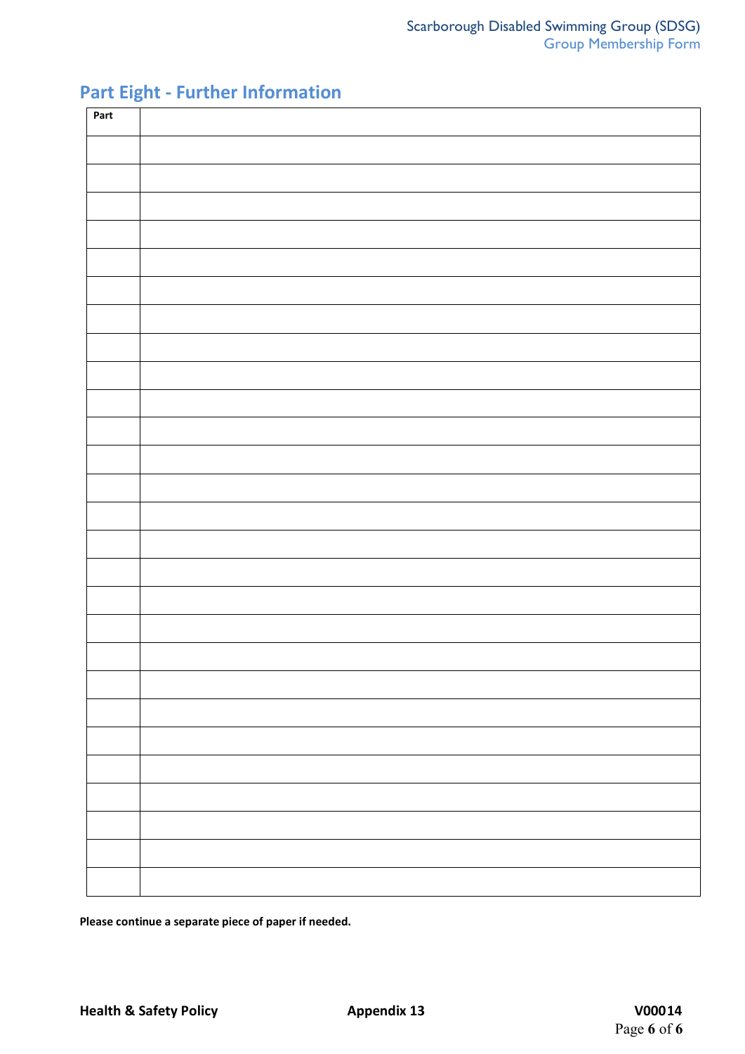## Part Eight - Further Information

| Part | |
|---|---|
| | |
| | |
| | |
| | |
| | |
| | |
| | |
| | |
| | |
| | |
| | |
| | |
| | |
| | |
| | |
| | |
| | |
| | |
| | |
| | |
| | |
| | |
| | |
| | |
| | |
| | |
| | |

**Please continue a separate piece of paper if needed.**